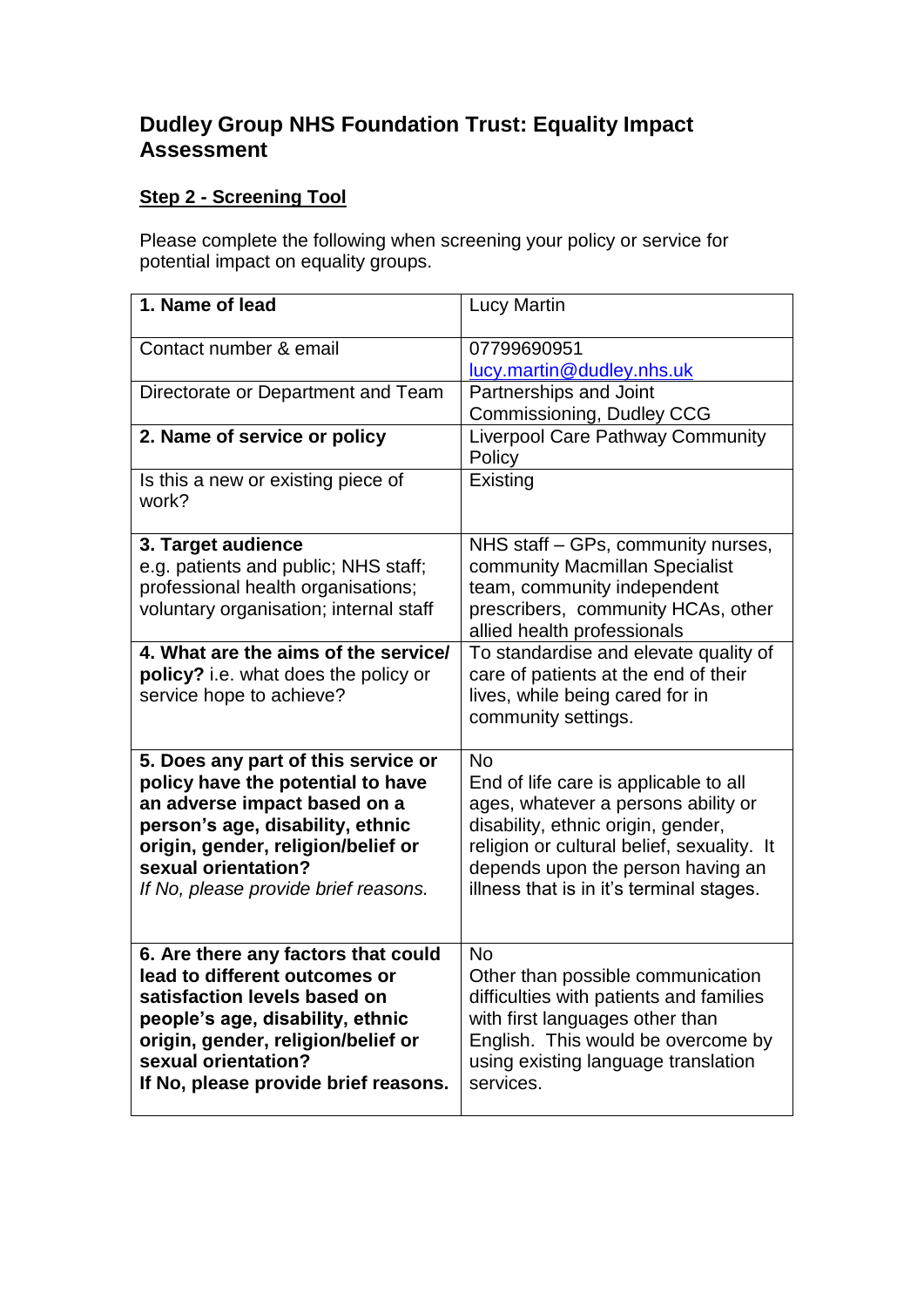# Dudley Group NHS Foundation Trust: Equality Impact Assessment

## Step 2 - Screening Tool

Please complete the following when screening your policy or service for potential impact on equality groups.

| **1. Name of lead** | Lucy Martin |
|---|---|
| Contact number & email | 07799690951<br>lucy.martin@dudley.nhs.uk |
| Directorate or Department and Team | Partnerships and Joint Commissioning, Dudley CCG |
| **2. Name of service or policy** | Liverpool Care Pathway Community Policy |
| Is this a new or existing piece of work? | Existing |
| **3. Target audience**<br>e.g. patients and public; NHS staff; professional health organisations; voluntary organisation; internal staff | NHS staff – GPs, community nurses, community Macmillan Specialist team, community independent prescribers, community HCAs, other allied health professionals |
| **4. What are the aims of the service/ policy?** i.e. what does the policy or service hope to achieve? | To standardise and elevate quality of care of patients at the end of their lives, while being cared for in community settings. |
| **5. Does any part of this service or policy have the potential to have an adverse impact based on a person's age, disability, ethnic origin, gender, religion/belief or sexual orientation?**<br>*If No, please provide brief reasons.* | No<br>End of life care is applicable to all ages, whatever a persons ability or disability, ethnic origin, gender, religion or cultural belief, sexuality. It depends upon the person having an illness that is in it's terminal stages. |
| **6. Are there any factors that could lead to different outcomes or satisfaction levels based on people's age, disability, ethnic origin, gender, religion/belief or sexual orientation?**<br>**If No, please provide brief reasons.** | No<br>Other than possible communication difficulties with patients and families with first languages other than English. This would be overcome by using existing language translation services. |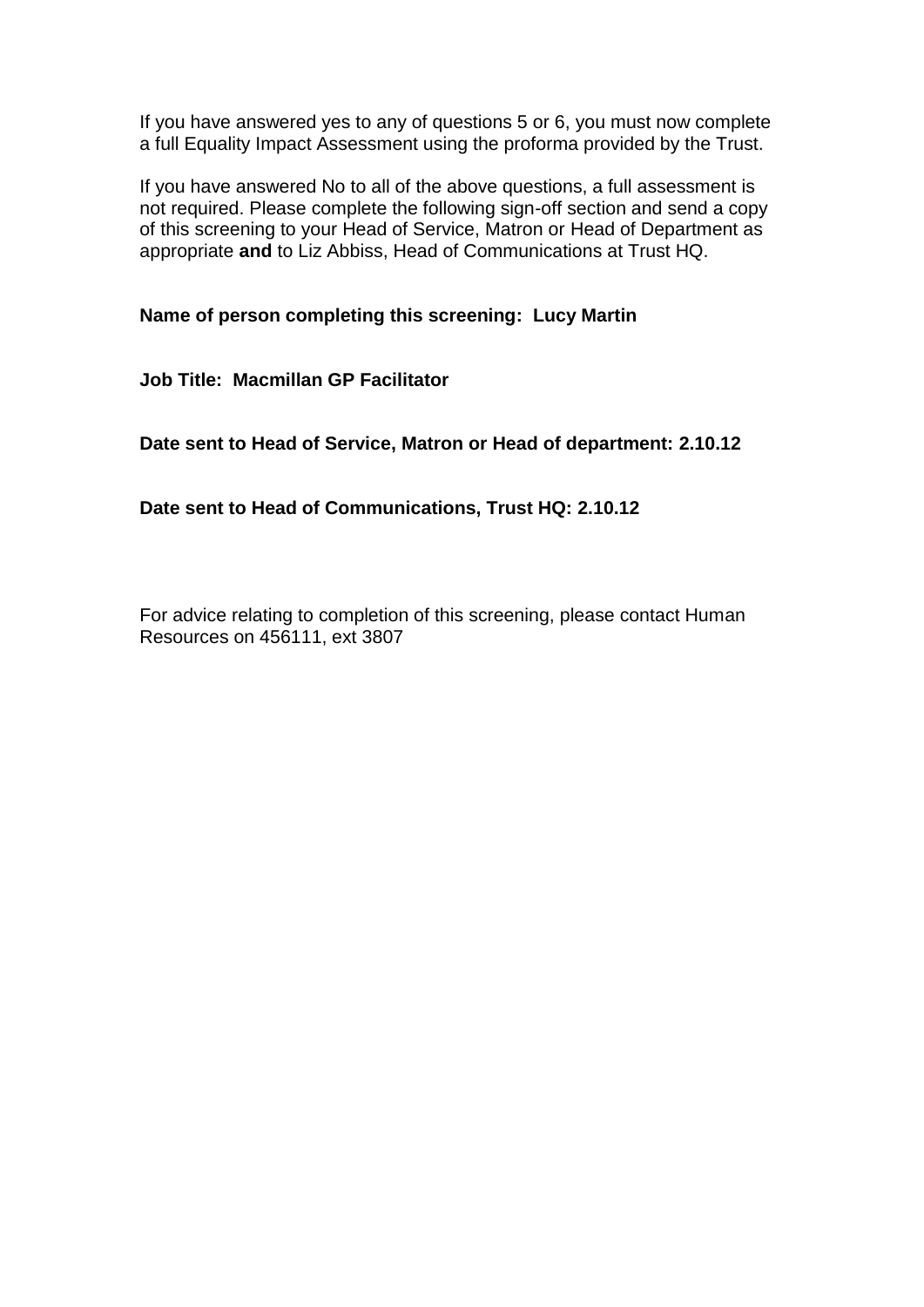If you have answered yes to any of questions 5 or 6, you must now complete a full Equality Impact Assessment using the proforma provided by the Trust.

If you have answered No to all of the above questions, a full assessment is not required. Please complete the following sign-off section and send a copy of this screening to your Head of Service, Matron or Head of Department as appropriate **and** to Liz Abbiss, Head of Communications at Trust HQ.

**Name of person completing this screening: Lucy Martin**

**Job Title: Macmillan GP Facilitator**

**Date sent to Head of Service, Matron or Head of department: 2.10.12**

**Date sent to Head of Communications, Trust HQ: 2.10.12**

For advice relating to completion of this screening, please contact Human Resources on 456111, ext 3807